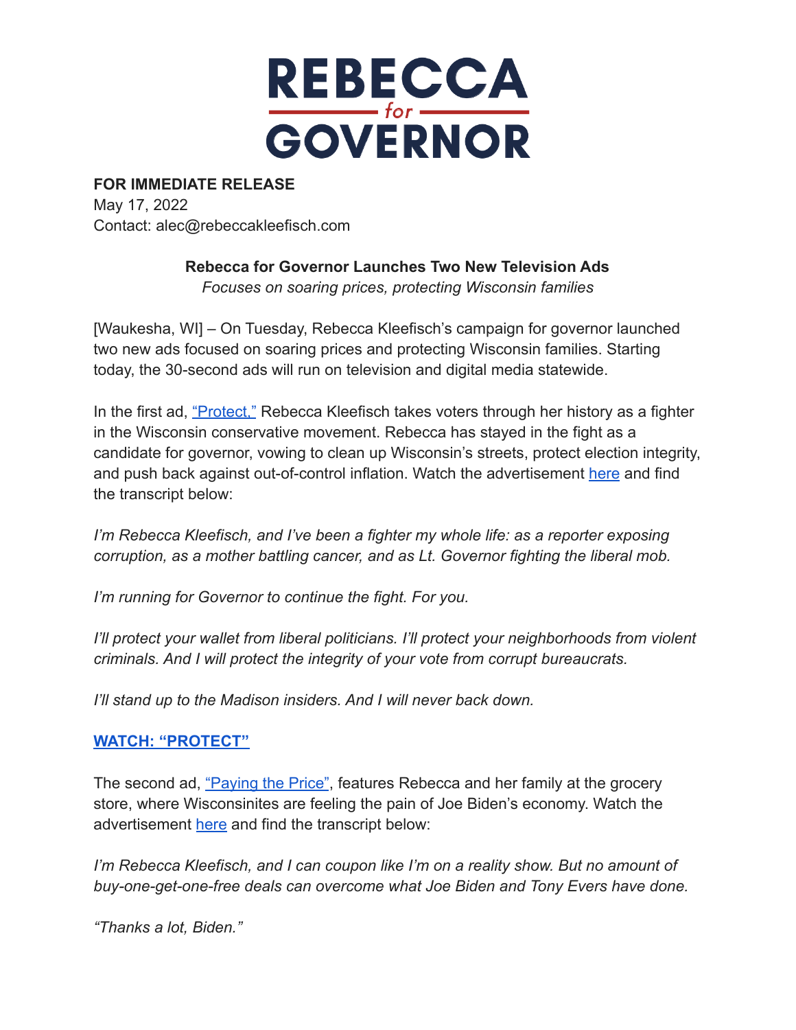# REBECCA *for* GOVERNOR

**FOR IMMEDIATE RELEASE**
May 17, 2022
Contact: alec@rebeccakleefisch.com

**Rebecca for Governor Launches Two New Television Ads**
*Focuses on soaring prices, protecting Wisconsin families*

[Waukesha, WI] – On Tuesday, Rebecca Kleefisch's campaign for governor launched two new ads focused on soaring prices and protecting Wisconsin families. Starting today, the 30-second ads will run on television and digital media statewide.

In the first ad, "Protect," Rebecca Kleefisch takes voters through her history as a fighter in the Wisconsin conservative movement. Rebecca has stayed in the fight as a candidate for governor, vowing to clean up Wisconsin's streets, protect election integrity, and push back against out-of-control inflation. Watch the advertisement here and find the transcript below:

*I'm Rebecca Kleefisch, and I've been a fighter my whole life: as a reporter exposing corruption, as a mother battling cancer, and as Lt. Governor fighting the liberal mob.*

*I'm running for Governor to continue the fight. For you.*

*I'll protect your wallet from liberal politicians. I'll protect your neighborhoods from violent criminals. And I will protect the integrity of your vote from corrupt bureaucrats.*

*I'll stand up to the Madison insiders. And I will never back down.*

**WATCH: "PROTECT"**

The second ad, "Paying the Price", features Rebecca and her family at the grocery store, where Wisconsinites are feeling the pain of Joe Biden's economy. Watch the advertisement here and find the transcript below:

*I'm Rebecca Kleefisch, and I can coupon like I'm on a reality show. But no amount of buy-one-get-one-free deals can overcome what Joe Biden and Tony Evers have done.*

*"Thanks a lot, Biden."*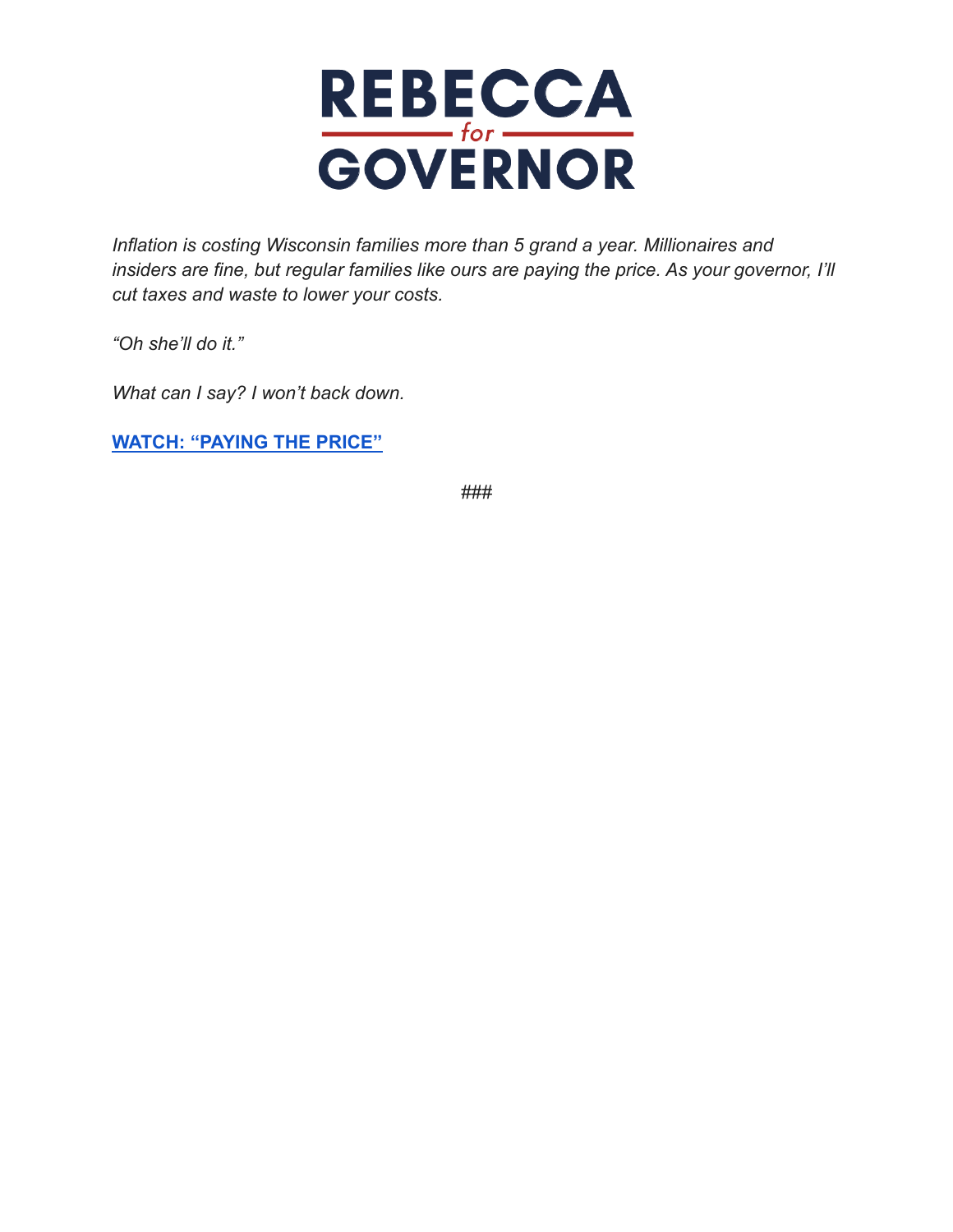# REBECCA *for* GOVERNOR

*Inflation is costing Wisconsin families more than 5 grand a year. Millionaires and insiders are fine, but regular families like ours are paying the price. As your governor, I'll cut taxes and waste to lower your costs.*

*"Oh she'll do it."*

*What can I say? I won't back down.*

**WATCH: "PAYING THE PRICE"**

###